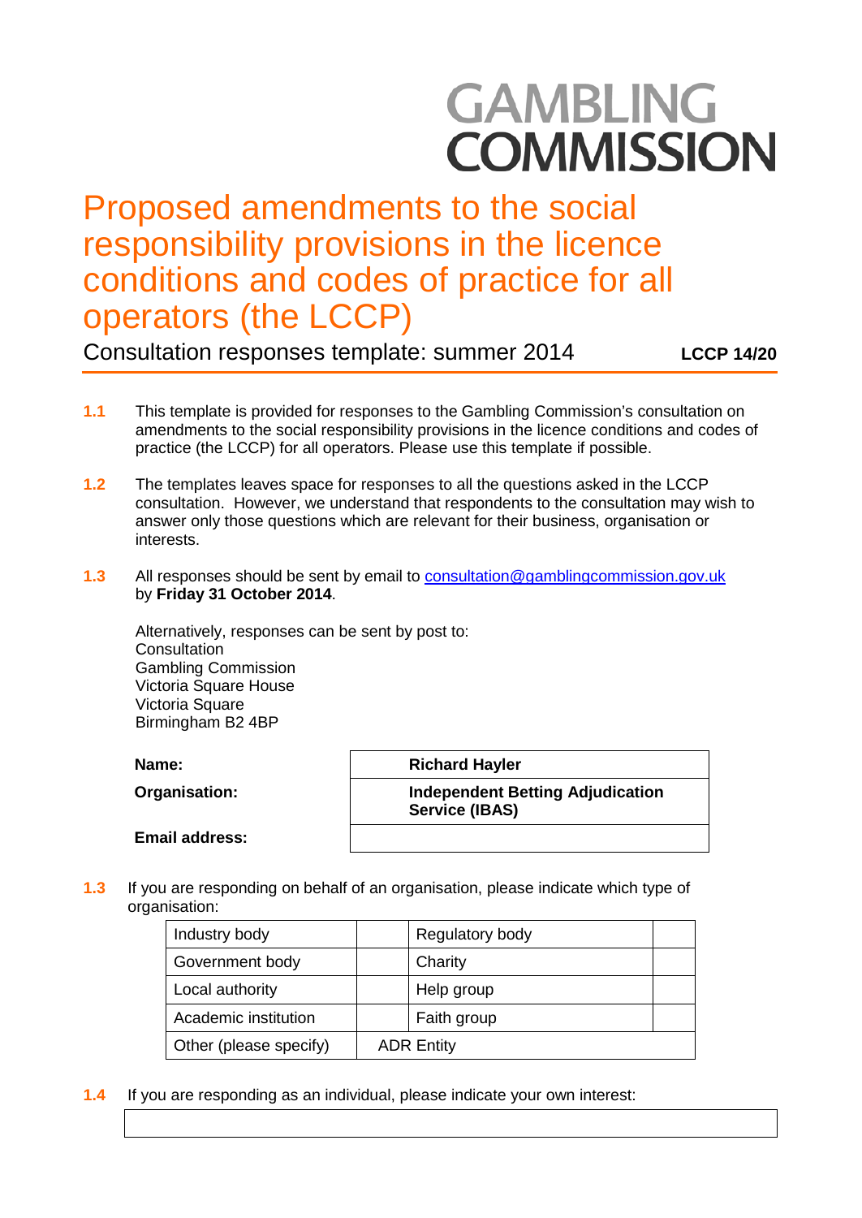GAMBLING
COMMISSION

# Proposed amendments to the social responsibility provisions in the licence conditions and codes of practice for all operators (the LCCP)

Consultation responses template: summer 2014 **LCCP 14/20**

**1.1** This template is provided for responses to the Gambling Commission's consultation on amendments to the social responsibility provisions in the licence conditions and codes of practice (the LCCP) for all operators. Please use this template if possible.

**1.2** The templates leaves space for responses to all the questions asked in the LCCP consultation. However, we understand that respondents to the consultation may wish to answer only those questions which are relevant for their business, organisation or interests.

**1.3** All responses should be sent by email to consultation@gamblingcommission.gov.uk by **Friday 31 October 2014**.

Alternatively, responses can be sent by post to:
Consultation
Gambling Commission
Victoria Square House
Victoria Square
Birmingham B2 4BP

| | |
|---|---|
| **Name:** | **Richard Hayler** |
| **Organisation:** | **Independent Betting Adjudication Service (IBAS)** |
| **Email address:** | |

**1.3** If you are responding on behalf of an organisation, please indicate which type of organisation:

| | | | |
|---|---|---|---|
| Industry body | | Regulatory body | |
| Government body | | Charity | |
| Local authority | | Help group | |
| Academic institution | | Faith group | |
| Other (please specify) | ADR Entity | | |

**1.4** If you are responding as an individual, please indicate your own interest:

| |
|---|
| |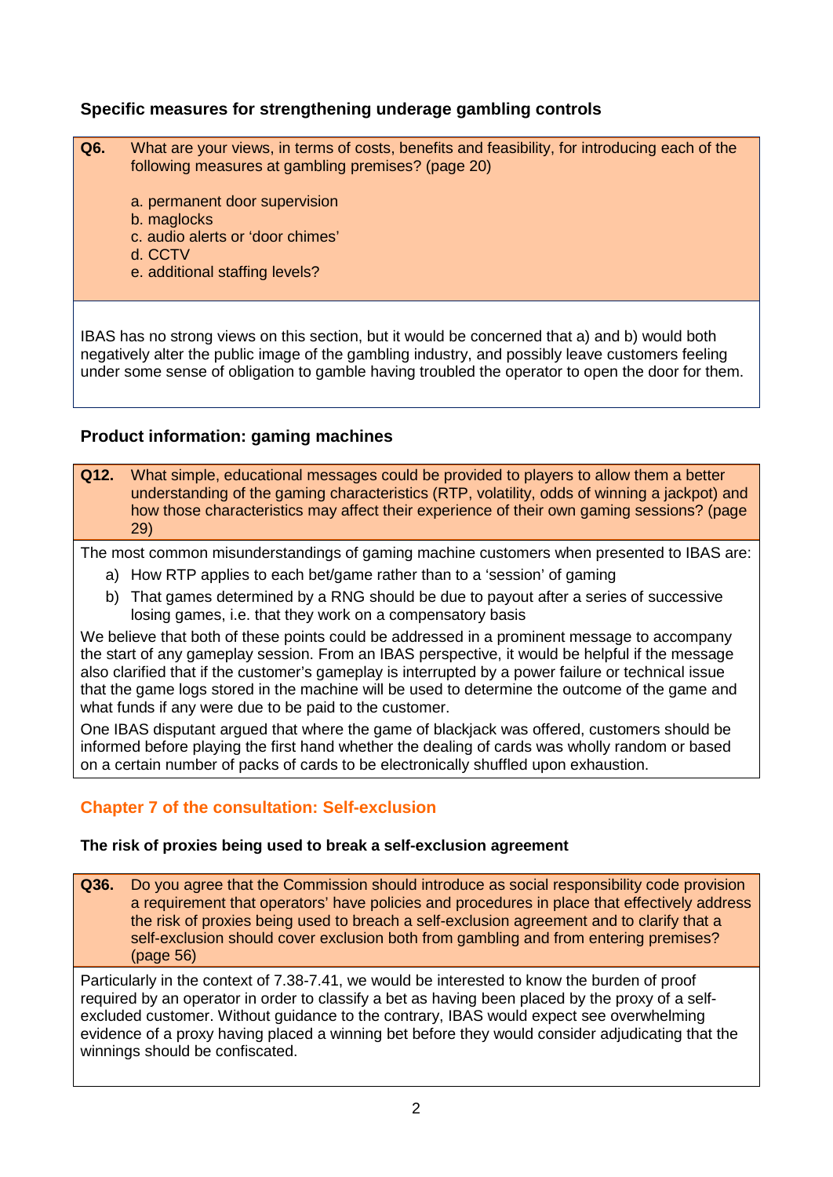### Specific measures for strengthening underage gambling controls

**Q6.** What are your views, in terms of costs, benefits and feasibility, for introducing each of the following measures at gambling premises? (page 20)

a. permanent door supervision
b. maglocks
c. audio alerts or 'door chimes'
d. CCTV
e. additional staffing levels?

IBAS has no strong views on this section, but it would be concerned that a) and b) would both negatively alter the public image of the gambling industry, and possibly leave customers feeling under some sense of obligation to gamble having troubled the operator to open the door for them.

### Product information: gaming machines

**Q12.** What simple, educational messages could be provided to players to allow them a better understanding of the gaming characteristics (RTP, volatility, odds of winning a jackpot) and how those characteristics may affect their experience of their own gaming sessions? (page 29)

The most common misunderstandings of gaming machine customers when presented to IBAS are:

a) How RTP applies to each bet/game rather than to a 'session' of gaming
b) That games determined by a RNG should be due to payout after a series of successive losing games, i.e. that they work on a compensatory basis

We believe that both of these points could be addressed in a prominent message to accompany the start of any gameplay session. From an IBAS perspective, it would be helpful if the message also clarified that if the customer's gameplay is interrupted by a power failure or technical issue that the game logs stored in the machine will be used to determine the outcome of the game and what funds if any were due to be paid to the customer.

One IBAS disputant argued that where the game of blackjack was offered, customers should be informed before playing the first hand whether the dealing of cards was wholly random or based on a certain number of packs of cards to be electronically shuffled upon exhaustion.

## Chapter 7 of the consultation: Self-exclusion

### The risk of proxies being used to break a self-exclusion agreement

**Q36.** Do you agree that the Commission should introduce as social responsibility code provision a requirement that operators' have policies and procedures in place that effectively address the risk of proxies being used to breach a self-exclusion agreement and to clarify that a self-exclusion should cover exclusion both from gambling and from entering premises? (page 56)

Particularly in the context of 7.38-7.41, we would be interested to know the burden of proof required by an operator in order to classify a bet as having been placed by the proxy of a self-excluded customer. Without guidance to the contrary, IBAS would expect see overwhelming evidence of a proxy having placed a winning bet before they would consider adjudicating that the winnings should be confiscated.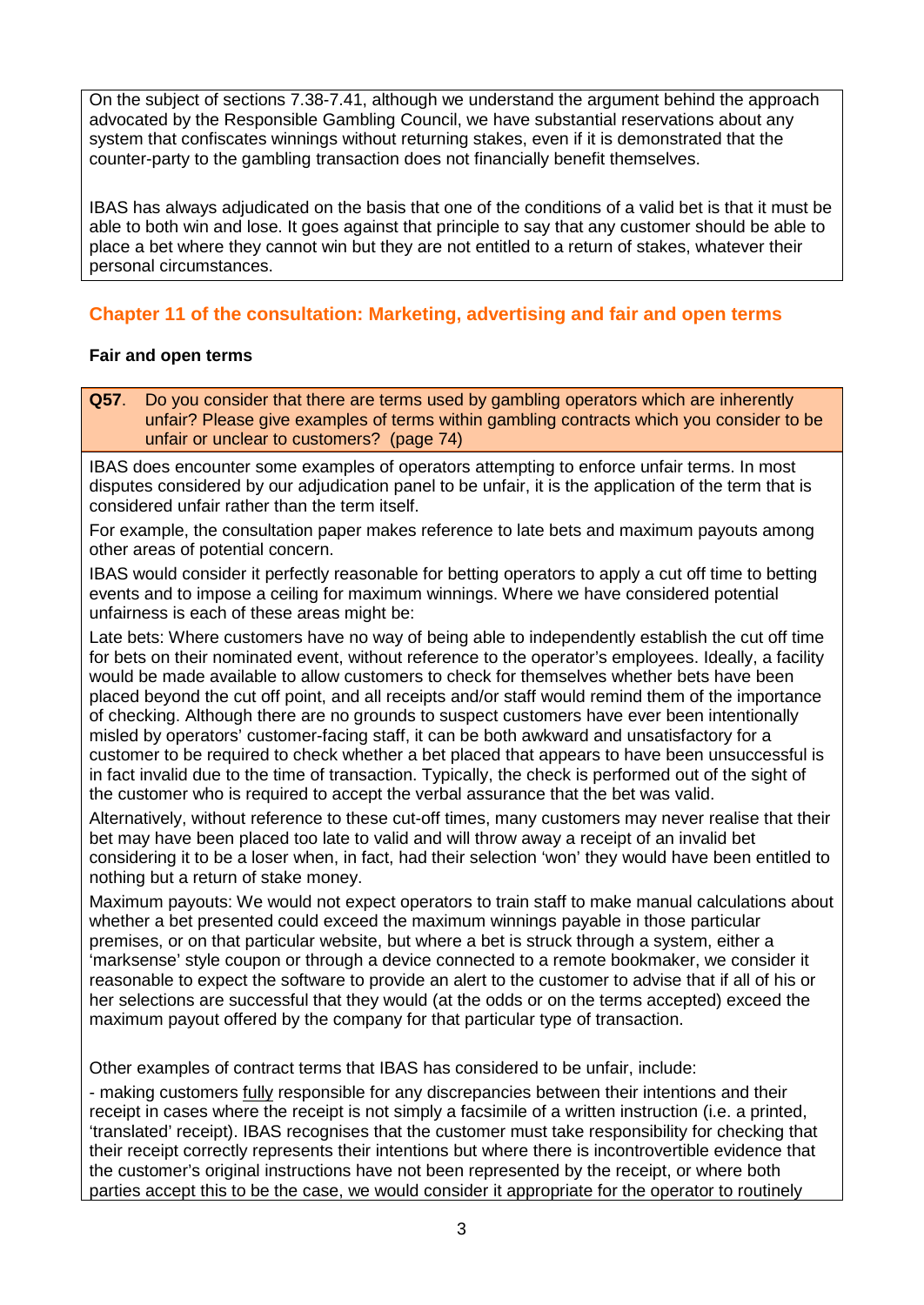On the subject of sections 7.38-7.41, although we understand the argument behind the approach advocated by the Responsible Gambling Council, we have substantial reservations about any system that confiscates winnings without returning stakes, even if it is demonstrated that the counter-party to the gambling transaction does not financially benefit themselves.

IBAS has always adjudicated on the basis that one of the conditions of a valid bet is that it must be able to both win and lose. It goes against that principle to say that any customer should be able to place a bet where they cannot win but they are not entitled to a return of stakes, whatever their personal circumstances.

## Chapter 11 of the consultation: Marketing, advertising and fair and open terms

### Fair and open terms

**Q57**. Do you consider that there are terms used by gambling operators which are inherently unfair? Please give examples of terms within gambling contracts which you consider to be unfair or unclear to customers? (page 74)

IBAS does encounter some examples of operators attempting to enforce unfair terms. In most disputes considered by our adjudication panel to be unfair, it is the application of the term that is considered unfair rather than the term itself.

For example, the consultation paper makes reference to late bets and maximum payouts among other areas of potential concern.

IBAS would consider it perfectly reasonable for betting operators to apply a cut off time to betting events and to impose a ceiling for maximum winnings. Where we have considered potential unfairness is each of these areas might be:

Late bets: Where customers have no way of being able to independently establish the cut off time for bets on their nominated event, without reference to the operator's employees. Ideally, a facility would be made available to allow customers to check for themselves whether bets have been placed beyond the cut off point, and all receipts and/or staff would remind them of the importance of checking. Although there are no grounds to suspect customers have ever been intentionally misled by operators' customer-facing staff, it can be both awkward and unsatisfactory for a customer to be required to check whether a bet placed that appears to have been unsuccessful is in fact invalid due to the time of transaction. Typically, the check is performed out of the sight of the customer who is required to accept the verbal assurance that the bet was valid.

Alternatively, without reference to these cut-off times, many customers may never realise that their bet may have been placed too late to valid and will throw away a receipt of an invalid bet considering it to be a loser when, in fact, had their selection 'won' they would have been entitled to nothing but a return of stake money.

Maximum payouts: We would not expect operators to train staff to make manual calculations about whether a bet presented could exceed the maximum winnings payable in those particular premises, or on that particular website, but where a bet is struck through a system, either a 'marksense' style coupon or through a device connected to a remote bookmaker, we consider it reasonable to expect the software to provide an alert to the customer to advise that if all of his or her selections are successful that they would (at the odds or on the terms accepted) exceed the maximum payout offered by the company for that particular type of transaction.

Other examples of contract terms that IBAS has considered to be unfair, include:

- making customers <u>fully</u> responsible for any discrepancies between their intentions and their receipt in cases where the receipt is not simply a facsimile of a written instruction (i.e. a printed, 'translated' receipt). IBAS recognises that the customer must take responsibility for checking that their receipt correctly represents their intentions but where there is incontrovertible evidence that the customer's original instructions have not been represented by the receipt, or where both parties accept this to be the case, we would consider it appropriate for the operator to routinely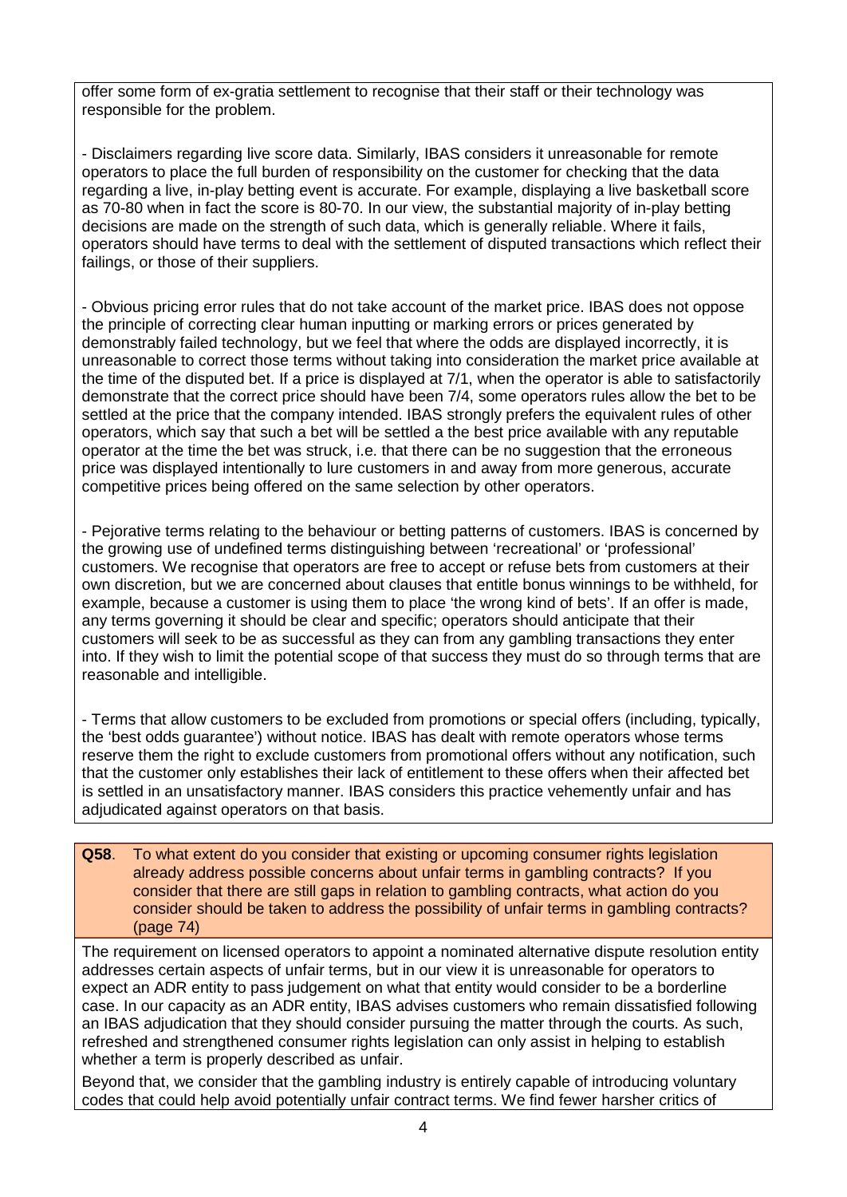offer some form of ex-gratia settlement to recognise that their staff or their technology was responsible for the problem.

- Disclaimers regarding live score data. Similarly, IBAS considers it unreasonable for remote operators to place the full burden of responsibility on the customer for checking that the data regarding a live, in-play betting event is accurate. For example, displaying a live basketball score as 70-80 when in fact the score is 80-70. In our view, the substantial majority of in-play betting decisions are made on the strength of such data, which is generally reliable. Where it fails, operators should have terms to deal with the settlement of disputed transactions which reflect their failings, or those of their suppliers.

- Obvious pricing error rules that do not take account of the market price. IBAS does not oppose the principle of correcting clear human inputting or marking errors or prices generated by demonstrably failed technology, but we feel that where the odds are displayed incorrectly, it is unreasonable to correct those terms without taking into consideration the market price available at the time of the disputed bet. If a price is displayed at 7/1, when the operator is able to satisfactorily demonstrate that the correct price should have been 7/4, some operators rules allow the bet to be settled at the price that the company intended. IBAS strongly prefers the equivalent rules of other operators, which say that such a bet will be settled a the best price available with any reputable operator at the time the bet was struck, i.e. that there can be no suggestion that the erroneous price was displayed intentionally to lure customers in and away from more generous, accurate competitive prices being offered on the same selection by other operators.

- Pejorative terms relating to the behaviour or betting patterns of customers. IBAS is concerned by the growing use of undefined terms distinguishing between 'recreational' or 'professional' customers. We recognise that operators are free to accept or refuse bets from customers at their own discretion, but we are concerned about clauses that entitle bonus winnings to be withheld, for example, because a customer is using them to place 'the wrong kind of bets'. If an offer is made, any terms governing it should be clear and specific; operators should anticipate that their customers will seek to be as successful as they can from any gambling transactions they enter into. If they wish to limit the potential scope of that success they must do so through terms that are reasonable and intelligible.

- Terms that allow customers to be excluded from promotions or special offers (including, typically, the 'best odds guarantee') without notice. IBAS has dealt with remote operators whose terms reserve them the right to exclude customers from promotional offers without any notification, such that the customer only establishes their lack of entitlement to these offers when their affected bet is settled in an unsatisfactory manner. IBAS considers this practice vehemently unfair and has adjudicated against operators on that basis.

**Q58**. To what extent do you consider that existing or upcoming consumer rights legislation already address possible concerns about unfair terms in gambling contracts? If you consider that there are still gaps in relation to gambling contracts, what action do you consider should be taken to address the possibility of unfair terms in gambling contracts? (page 74)

The requirement on licensed operators to appoint a nominated alternative dispute resolution entity addresses certain aspects of unfair terms, but in our view it is unreasonable for operators to expect an ADR entity to pass judgement on what that entity would consider to be a borderline case. In our capacity as an ADR entity, IBAS advises customers who remain dissatisfied following an IBAS adjudication that they should consider pursuing the matter through the courts. As such, refreshed and strengthened consumer rights legislation can only assist in helping to establish whether a term is properly described as unfair.

Beyond that, we consider that the gambling industry is entirely capable of introducing voluntary codes that could help avoid potentially unfair contract terms. We find fewer harsher critics of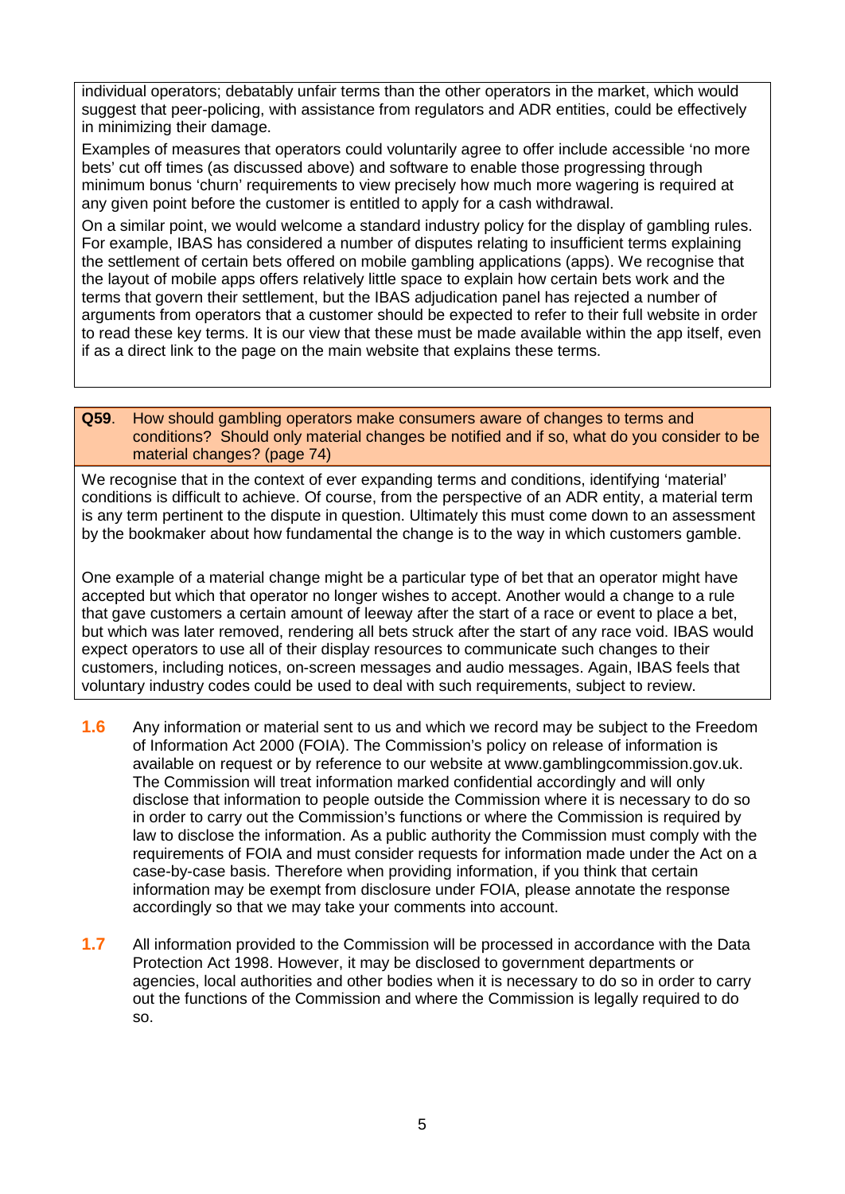individual operators; debatably unfair terms than the other operators in the market, which would suggest that peer-policing, with assistance from regulators and ADR entities, could be effectively in minimizing their damage.

Examples of measures that operators could voluntarily agree to offer include accessible 'no more bets' cut off times (as discussed above) and software to enable those progressing through minimum bonus 'churn' requirements to view precisely how much more wagering is required at any given point before the customer is entitled to apply for a cash withdrawal.

On a similar point, we would welcome a standard industry policy for the display of gambling rules. For example, IBAS has considered a number of disputes relating to insufficient terms explaining the settlement of certain bets offered on mobile gambling applications (apps). We recognise that the layout of mobile apps offers relatively little space to explain how certain bets work and the terms that govern their settlement, but the IBAS adjudication panel has rejected a number of arguments from operators that a customer should be expected to refer to their full website in order to read these key terms. It is our view that these must be made available within the app itself, even if as a direct link to the page on the main website that explains these terms.

**Q59**. How should gambling operators make consumers aware of changes to terms and conditions? Should only material changes be notified and if so, what do you consider to be material changes? (page 74)

We recognise that in the context of ever expanding terms and conditions, identifying 'material' conditions is difficult to achieve. Of course, from the perspective of an ADR entity, a material term is any term pertinent to the dispute in question. Ultimately this must come down to an assessment by the bookmaker about how fundamental the change is to the way in which customers gamble.

One example of a material change might be a particular type of bet that an operator might have accepted but which that operator no longer wishes to accept. Another would a change to a rule that gave customers a certain amount of leeway after the start of a race or event to place a bet, but which was later removed, rendering all bets struck after the start of any race void. IBAS would expect operators to use all of their display resources to communicate such changes to their customers, including notices, on-screen messages and audio messages. Again, IBAS feels that voluntary industry codes could be used to deal with such requirements, subject to review.

**1.6** Any information or material sent to us and which we record may be subject to the Freedom of Information Act 2000 (FOIA). The Commission's policy on release of information is available on request or by reference to our website at www.gamblingcommission.gov.uk. The Commission will treat information marked confidential accordingly and will only disclose that information to people outside the Commission where it is necessary to do so in order to carry out the Commission's functions or where the Commission is required by law to disclose the information. As a public authority the Commission must comply with the requirements of FOIA and must consider requests for information made under the Act on a case-by-case basis. Therefore when providing information, if you think that certain information may be exempt from disclosure under FOIA, please annotate the response accordingly so that we may take your comments into account.

**1.7** All information provided to the Commission will be processed in accordance with the Data Protection Act 1998. However, it may be disclosed to government departments or agencies, local authorities and other bodies when it is necessary to do so in order to carry out the functions of the Commission and where the Commission is legally required to do so.